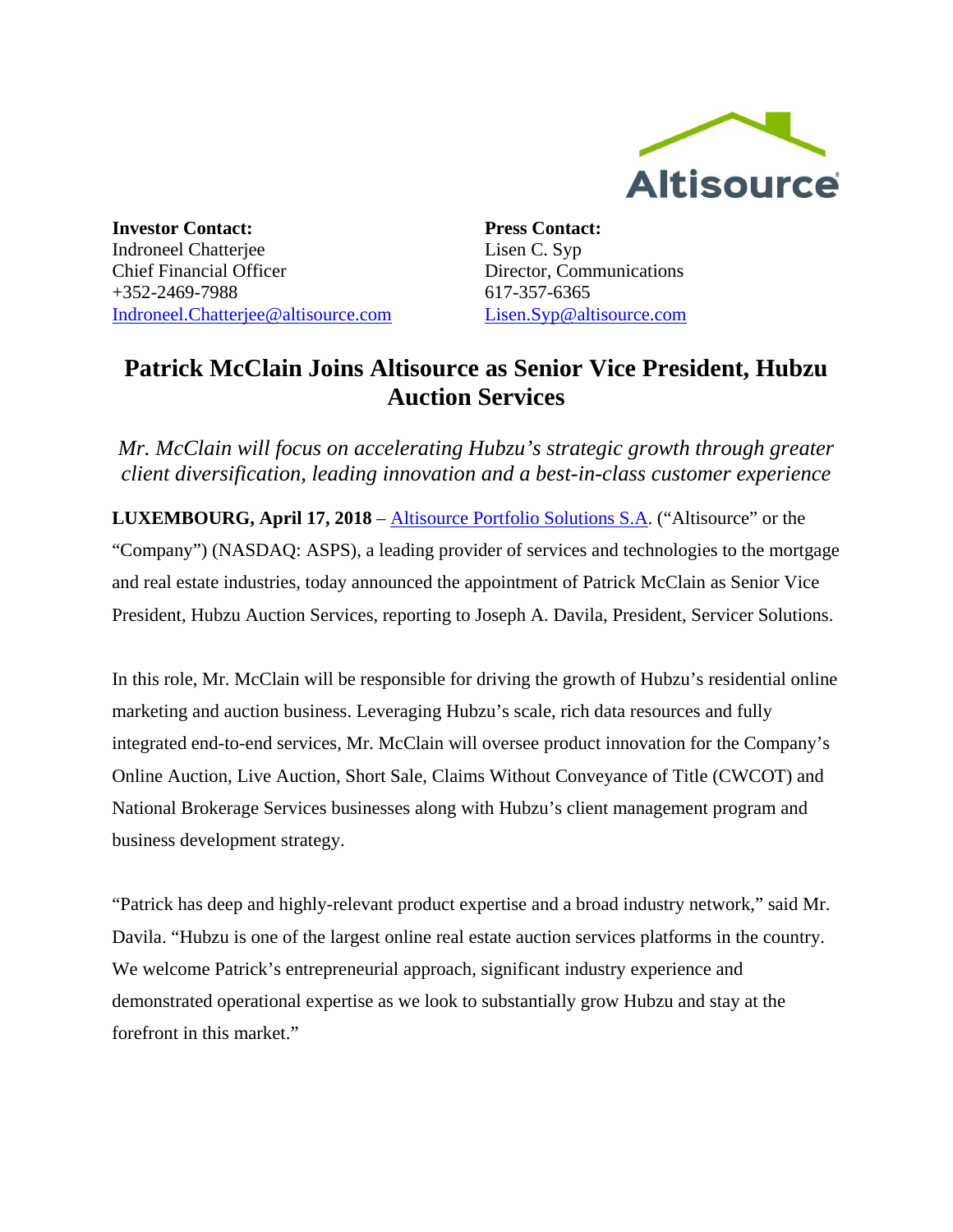**Investor Contact:**
Indroneel Chatterjee
Chief Financial Officer
+352-2469-7988
Indroneel.Chatterjee@altisource.com

**Press Contact:**
Lisen C. Syp
Director, Communications
617-357-6365
Lisen.Syp@altisource.com

# Patrick McClain Joins Altisource as Senior Vice President, Hubzu Auction Services

*Mr. McClain will focus on accelerating Hubzu's strategic growth through greater client diversification, leading innovation and a best-in-class customer experience*

**LUXEMBOURG, April 17, 2018** – Altisource Portfolio Solutions S.A. ("Altisource" or the "Company") (NASDAQ: ASPS), a leading provider of services and technologies to the mortgage and real estate industries, today announced the appointment of Patrick McClain as Senior Vice President, Hubzu Auction Services, reporting to Joseph A. Davila, President, Servicer Solutions.

In this role, Mr. McClain will be responsible for driving the growth of Hubzu's residential online marketing and auction business. Leveraging Hubzu's scale, rich data resources and fully integrated end-to-end services, Mr. McClain will oversee product innovation for the Company's Online Auction, Live Auction, Short Sale, Claims Without Conveyance of Title (CWCOT) and National Brokerage Services businesses along with Hubzu's client management program and business development strategy.

"Patrick has deep and highly-relevant product expertise and a broad industry network," said Mr. Davila. "Hubzu is one of the largest online real estate auction services platforms in the country. We welcome Patrick's entrepreneurial approach, significant industry experience and demonstrated operational expertise as we look to substantially grow Hubzu and stay at the forefront in this market."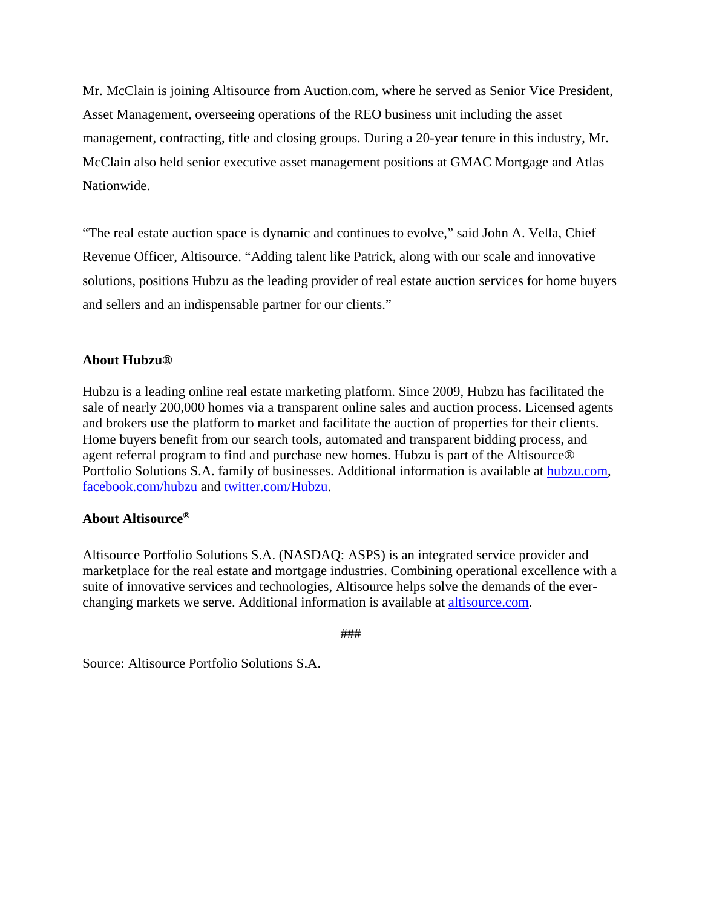Mr. McClain is joining Altisource from Auction.com, where he served as Senior Vice President, Asset Management, overseeing operations of the REO business unit including the asset management, contracting, title and closing groups. During a 20-year tenure in this industry, Mr. McClain also held senior executive asset management positions at GMAC Mortgage and Atlas Nationwide.

"The real estate auction space is dynamic and continues to evolve," said John A. Vella, Chief Revenue Officer, Altisource. "Adding talent like Patrick, along with our scale and innovative solutions, positions Hubzu as the leading provider of real estate auction services for home buyers and sellers and an indispensable partner for our clients."

**About Hubzu®**

Hubzu is a leading online real estate marketing platform. Since 2009, Hubzu has facilitated the sale of nearly 200,000 homes via a transparent online sales and auction process. Licensed agents and brokers use the platform to market and facilitate the auction of properties for their clients. Home buyers benefit from our search tools, automated and transparent bidding process, and agent referral program to find and purchase new homes. Hubzu is part of the Altisource® Portfolio Solutions S.A. family of businesses. Additional information is available at hubzu.com, facebook.com/hubzu and twitter.com/Hubzu.

**About Altisource®**

Altisource Portfolio Solutions S.A. (NASDAQ: ASPS) is an integrated service provider and marketplace for the real estate and mortgage industries. Combining operational excellence with a suite of innovative services and technologies, Altisource helps solve the demands of the ever-changing markets we serve. Additional information is available at altisource.com.

###

Source: Altisource Portfolio Solutions S.A.